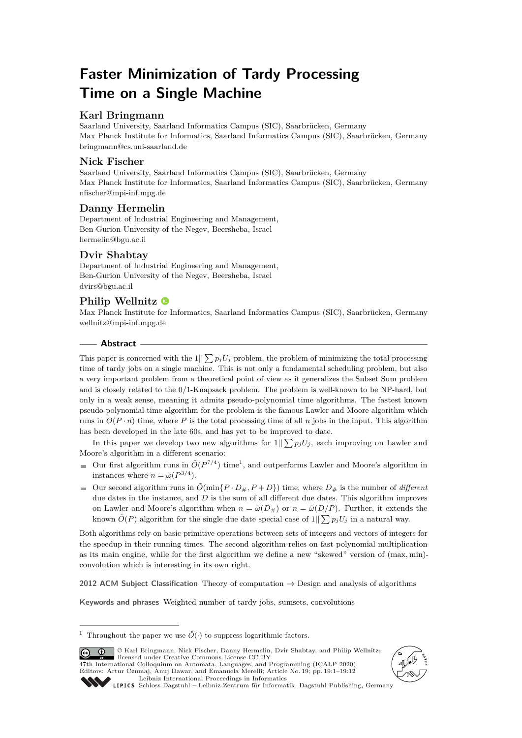# Faster Minimization of Tardy Processing Time on a Single Machine

## Karl Bringmann

Saarland University, Saarland Informatics Campus (SIC), Saarbrücken, Germany
Max Planck Institute for Informatics, Saarland Informatics Campus (SIC), Saarbrücken, Germany
bringmann@cs.uni-saarland.de

## Nick Fischer

Saarland University, Saarland Informatics Campus (SIC), Saarbrücken, Germany
Max Planck Institute for Informatics, Saarland Informatics Campus (SIC), Saarbrücken, Germany
nfischer@mpi-inf.mpg.de

## Danny Hermelin

Department of Industrial Engineering and Management,
Ben-Gurion University of the Negev, Beersheba, Israel
hermelin@bgu.ac.il

## Dvir Shabtay

Department of Industrial Engineering and Management,
Ben-Gurion University of the Negev, Beersheba, Israel
dvirs@bgu.ac.il

## Philip Wellnitz

Max Planck Institute for Informatics, Saarland Informatics Campus (SIC), Saarbrücken, Germany
wellnitz@mpi-inf.mpg.de

## Abstract

This paper is concerned with the $1||\sum p_j U_j$ problem, the problem of minimizing the total processing time of tardy jobs on a single machine. This is not only a fundamental scheduling problem, but also a very important problem from a theoretical point of view as it generalizes the Subset Sum problem and is closely related to the 0/1-Knapsack problem. The problem is well-known to be NP-hard, but only in a weak sense, meaning it admits pseudo-polynomial time algorithms. The fastest known pseudo-polynomial time algorithm for the problem is the famous Lawler and Moore algorithm which runs in $O(P \cdot n)$ time, where $P$ is the total processing time of all $n$ jobs in the input. This algorithm has been developed in the late 60s, and has yet to be improved to date.

In this paper we develop two new algorithms for $1||\sum p_j U_j$, each improving on Lawler and Moore's algorithm in a different scenario:

- Our first algorithm runs in $\tilde{O}(P^{7/4})$ time[1], and outperforms Lawler and Moore's algorithm in instances where $n = \tilde{\omega}(P^{3/4})$.
- Our second algorithm runs in $\tilde{O}(\min\{P \cdot D_\#, P + D\})$ time, where $D_\#$ is the number of *different* due dates in the instance, and $D$ is the sum of all different due dates. This algorithm improves on Lawler and Moore's algorithm when $n = \tilde{\omega}(D_\#)$ or $n = \tilde{\omega}(D/P)$. Further, it extends the known $\tilde{O}(P)$ algorithm for the single due date special case of $1||\sum p_j U_j$ in a natural way.

Both algorithms rely on basic primitive operations between sets of integers and vectors of integers for the speedup in their running times. The second algorithm relies on fast polynomial multiplication as its main engine, while for the first algorithm we define a new "skewed" version of $(\max, \min)$-convolution which is interesting in its own right.

**2012 ACM Subject Classification** Theory of computation → Design and analysis of algorithms

**Keywords and phrases** Weighted number of tardy jobs, sumsets, convolutions

[1] Throughout the paper we use $\tilde{O}(\cdot)$ to suppress logarithmic factors.

© Karl Bringmann, Nick Fischer, Danny Hermelin, Dvir Shabtay, and Philip Wellnitz; licensed under Creative Commons License CC-BY
47th International Colloquium on Automata, Languages, and Programming (ICALP 2020).
Editors: Artur Czumaj, Anuj Dawar, and Emanuela Merelli; Article No. 19; pp. 19:1–19:12
Leibniz International Proceedings in Informatics
Schloss Dagstuhl – Leibniz-Zentrum für Informatik, Dagstuhl Publishing, Germany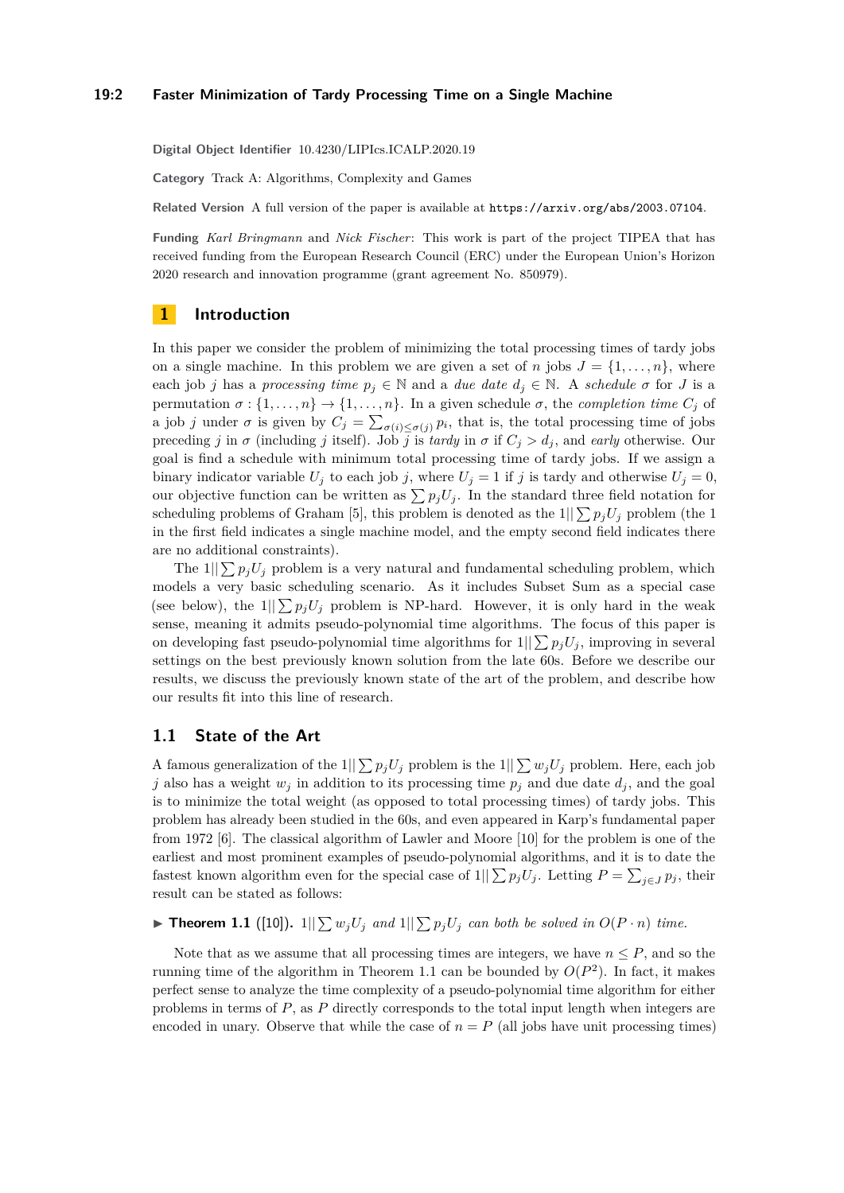**Digital Object Identifier** 10.4230/LIPIcs.ICALP.2020.19

**Category** Track A: Algorithms, Complexity and Games

**Related Version** A full version of the paper is available at https://arxiv.org/abs/2003.07104.

**Funding** *Karl Bringmann* and *Nick Fischer*: This work is part of the project TIPEA that has received funding from the European Research Council (ERC) under the European Union's Horizon 2020 research and innovation programme (grant agreement No. 850979).

## 1 Introduction

In this paper we consider the problem of minimizing the total processing times of tardy jobs on a single machine. In this problem we are given a set of $n$ jobs $J = \{1, \ldots, n\}$, where each job $j$ has a *processing time* $p_j \in \mathbb{N}$ and a *due date* $d_j \in \mathbb{N}$. A *schedule* $\sigma$ for $J$ is a permutation $\sigma : \{1, \ldots, n\} \to \{1, \ldots, n\}$. In a given schedule $\sigma$, the *completion time* $C_j$ of a job $j$ under $\sigma$ is given by $C_j = \sum_{\sigma(i) \leq \sigma(j)} p_i$, that is, the total processing time of jobs preceding $j$ in $\sigma$ (including $j$ itself). Job $j$ is *tardy* in $\sigma$ if $C_j > d_j$, and *early* otherwise. Our goal is find a schedule with minimum total processing time of tardy jobs. If we assign a binary indicator variable $U_j$ to each job $j$, where $U_j = 1$ if $j$ is tardy and otherwise $U_j = 0$, our objective function can be written as $\sum p_j U_j$. In the standard three field notation for scheduling problems of Graham [5], this problem is denoted as the $1||\sum p_j U_j$ problem (the 1 in the first field indicates a single machine model, and the empty second field indicates there are no additional constraints).

The $1||\sum p_j U_j$ problem is a very natural and fundamental scheduling problem, which models a very basic scheduling scenario. As it includes Subset Sum as a special case (see below), the $1||\sum p_j U_j$ problem is NP-hard. However, it is only hard in the weak sense, meaning it admits pseudo-polynomial time algorithms. The focus of this paper is on developing fast pseudo-polynomial time algorithms for $1||\sum p_j U_j$, improving in several settings on the best previously known solution from the late 60s. Before we describe our results, we discuss the previously known state of the art of the problem, and describe how our results fit into this line of research.

### 1.1 State of the Art

A famous generalization of the $1||\sum p_j U_j$ problem is the $1||\sum w_j U_j$ problem. Here, each job $j$ also has a weight $w_j$ in addition to its processing time $p_j$ and due date $d_j$, and the goal is to minimize the total weight (as opposed to total processing times) of tardy jobs. This problem has already been studied in the 60s, and even appeared in Karp's fundamental paper from 1972 [6]. The classical algorithm of Lawler and Moore [10] for the problem is one of the earliest and most prominent examples of pseudo-polynomial algorithms, and it is to date the fastest known algorithm even for the special case of $1||\sum p_j U_j$. Letting $P = \sum_{j \in J} p_j$, their result can be stated as follows:

▶ **Theorem 1.1** ([10]). *$1||\sum w_j U_j$ and $1||\sum p_j U_j$ can both be solved in $O(P \cdot n)$ time.*

Note that as we assume that all processing times are integers, we have $n \leq P$, and so the running time of the algorithm in Theorem 1.1 can be bounded by $O(P^2)$. In fact, it makes perfect sense to analyze the time complexity of a pseudo-polynomial time algorithm for either problems in terms of $P$, as $P$ directly corresponds to the total input length when integers are encoded in unary. Observe that while the case of $n = P$ (all jobs have unit processing times)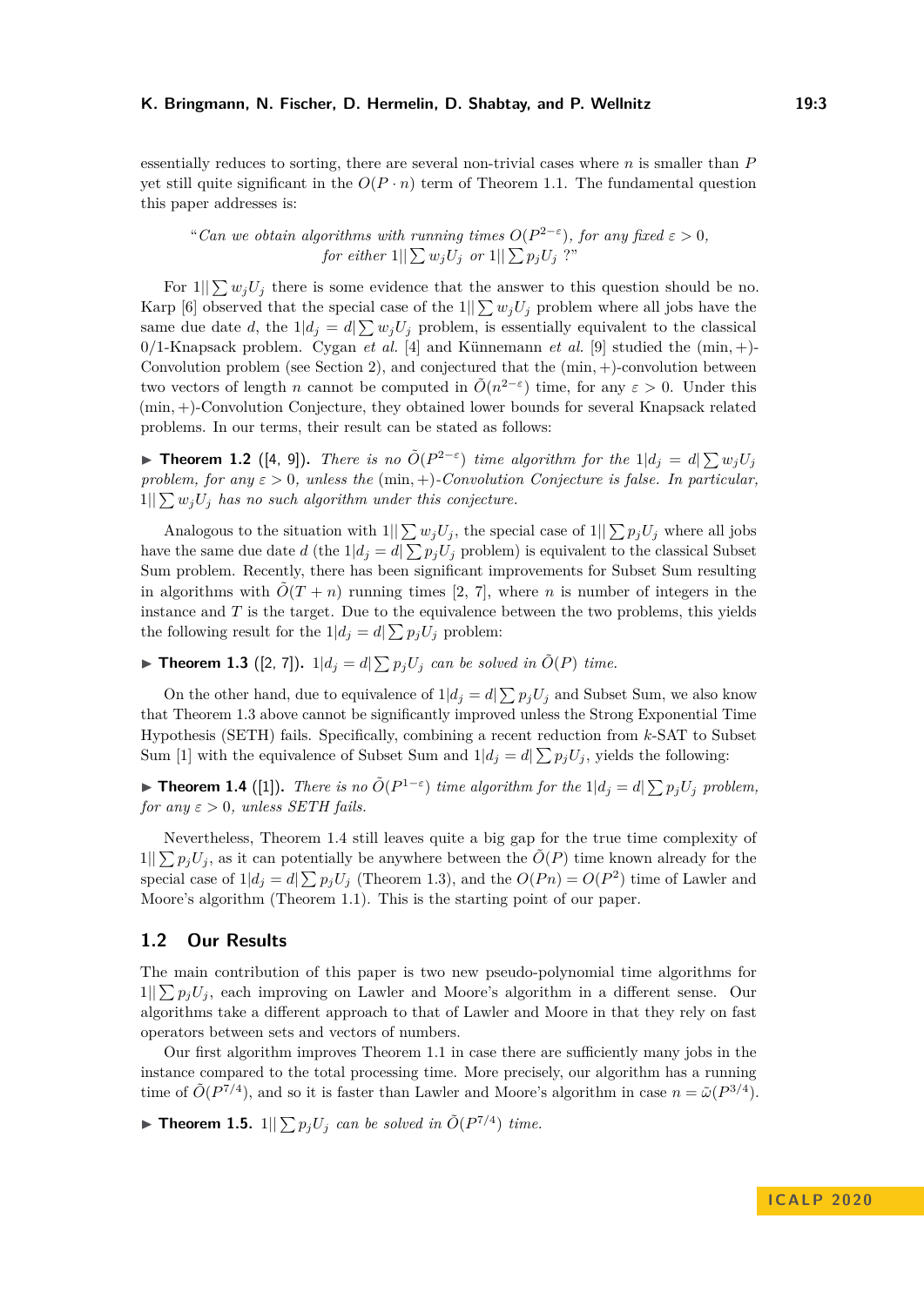essentially reduces to sorting, there are several non-trivial cases where $n$ is smaller than $P$ yet still quite significant in the $O(P \cdot n)$ term of Theorem 1.1. The fundamental question this paper addresses is:

> "*Can we obtain algorithms with running times $O(P^{2-\varepsilon})$, for any fixed $\varepsilon > 0$, for either $1||\sum w_j U_j$ or $1||\sum p_j U_j$ ?*"

For $1||\sum w_j U_j$ there is some evidence that the answer to this question should be no. Karp [6] observed that the special case of the $1||\sum w_j U_j$ problem where all jobs have the same due date $d$, the $1|d_j = d|\sum w_j U_j$ problem, is essentially equivalent to the classical 0/1-Knapsack problem. Cygan *et al.* [4] and Künnemann *et al.* [9] studied the $(\min, +)$-Convolution problem (see Section 2), and conjectured that the $(\min, +)$-convolution between two vectors of length $n$ cannot be computed in $\tilde{O}(n^{2-\varepsilon})$ time, for any $\varepsilon > 0$. Under this $(\min, +)$-Convolution Conjecture, they obtained lower bounds for several Knapsack related problems. In our terms, their result can be stated as follows:

▶ **Theorem 1.2** ([4, 9]). *There is no $\tilde{O}(P^{2-\varepsilon})$ time algorithm for the $1|d_j = d|\sum w_j U_j$ problem, for any $\varepsilon > 0$, unless the $(\min, +)$-Convolution Conjecture is false. In particular, $1||\sum w_j U_j$ has no such algorithm under this conjecture.*

Analogous to the situation with $1||\sum w_j U_j$, the special case of $1||\sum p_j U_j$ where all jobs have the same due date $d$ (the $1|d_j = d|\sum p_j U_j$ problem) is equivalent to the classical Subset Sum problem. Recently, there has been significant improvements for Subset Sum resulting in algorithms with $\tilde{O}(T + n)$ running times [2, 7], where $n$ is number of integers in the instance and $T$ is the target. Due to the equivalence between the two problems, this yields the following result for the $1|d_j = d|\sum p_j U_j$ problem:

▶ **Theorem 1.3** ([2, 7]). *$1|d_j = d|\sum p_j U_j$ can be solved in $\tilde{O}(P)$ time.*

On the other hand, due to equivalence of $1|d_j = d|\sum p_j U_j$ and Subset Sum, we also know that Theorem 1.3 above cannot be significantly improved unless the Strong Exponential Time Hypothesis (SETH) fails. Specifically, combining a recent reduction from $k$-SAT to Subset Sum [1] with the equivalence of Subset Sum and $1|d_j = d|\sum p_j U_j$, yields the following:

▶ **Theorem 1.4** ([1]). *There is no $\tilde{O}(P^{1-\varepsilon})$ time algorithm for the $1|d_j = d|\sum p_j U_j$ problem, for any $\varepsilon > 0$, unless SETH fails.*

Nevertheless, Theorem 1.4 still leaves quite a big gap for the true time complexity of $1||\sum p_j U_j$, as it can potentially be anywhere between the $\tilde{O}(P)$ time known already for the special case of $1|d_j = d|\sum p_j U_j$ (Theorem 1.3), and the $O(Pn) = O(P^2)$ time of Lawler and Moore's algorithm (Theorem 1.1). This is the starting point of our paper.

## 1.2 Our Results

The main contribution of this paper is two new pseudo-polynomial time algorithms for $1||\sum p_j U_j$, each improving on Lawler and Moore's algorithm in a different sense. Our algorithms take a different approach to that of Lawler and Moore in that they rely on fast operators between sets and vectors of numbers.

Our first algorithm improves Theorem 1.1 in case there are sufficiently many jobs in the instance compared to the total processing time. More precisely, our algorithm has a running time of $\tilde{O}(P^{7/4})$, and so it is faster than Lawler and Moore's algorithm in case $n = \tilde{\omega}(P^{3/4})$.

▶ **Theorem 1.5.** *$1||\sum p_j U_j$ can be solved in $\tilde{O}(P^{7/4})$ time.*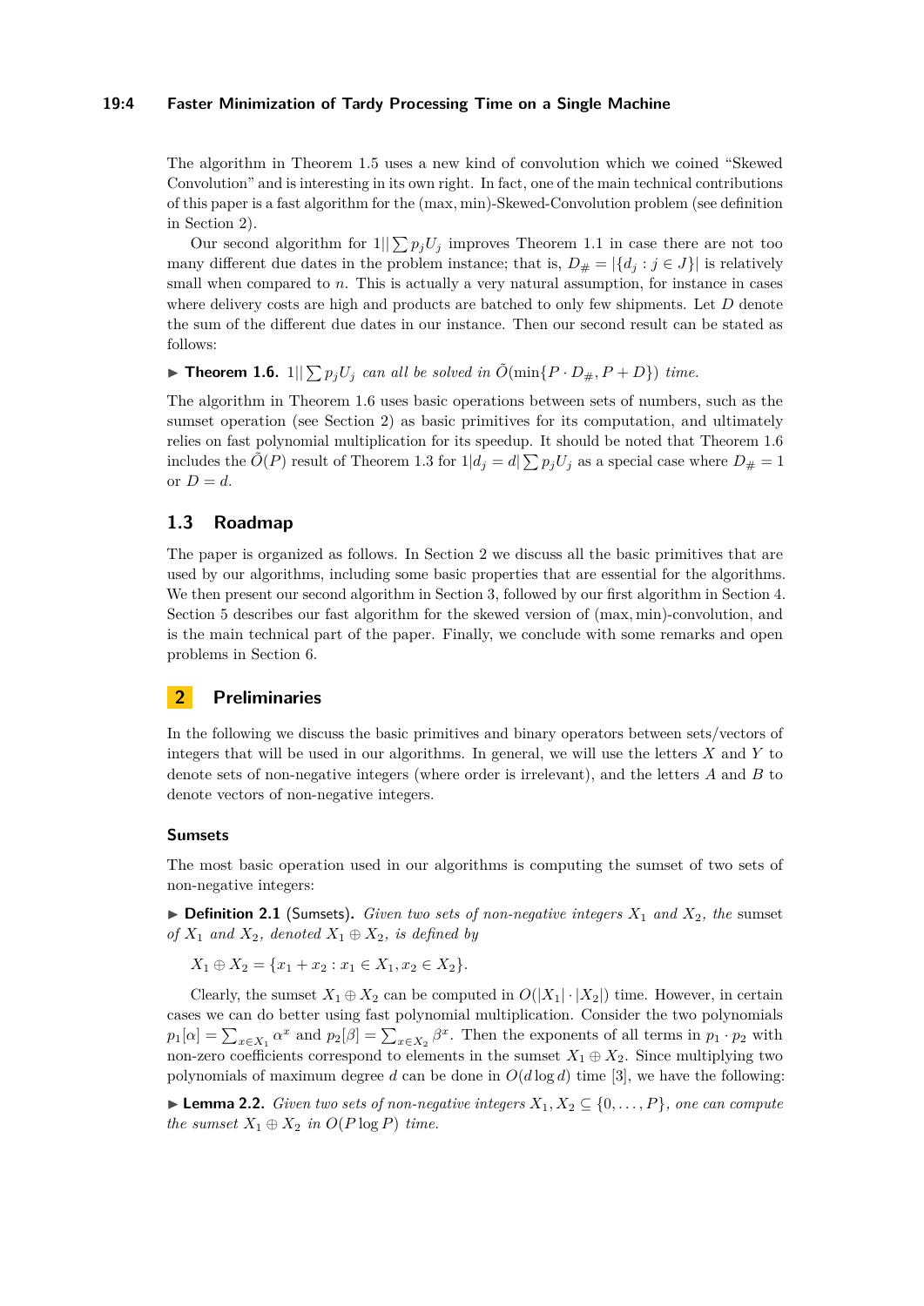The algorithm in Theorem 1.5 uses a new kind of convolution which we coined "Skewed Convolution" and is interesting in its own right. In fact, one of the main technical contributions of this paper is a fast algorithm for the (max, min)-Skewed-Convolution problem (see definition in Section 2).

Our second algorithm for $1||\sum p_j U_j$ improves Theorem 1.1 in case there are not too many different due dates in the problem instance; that is, $D_\# = |\{d_j : j \in J\}|$ is relatively small when compared to $n$. This is actually a very natural assumption, for instance in cases where delivery costs are high and products are batched to only few shipments. Let $D$ denote the sum of the different due dates in our instance. Then our second result can be stated as follows:

▶ **Theorem 1.6.** *$1||\sum p_j U_j$ can all be solved in $\tilde{O}(\min\{P \cdot D_\#, P + D\})$ time.*

The algorithm in Theorem 1.6 uses basic operations between sets of numbers, such as the sumset operation (see Section 2) as basic primitives for its computation, and ultimately relies on fast polynomial multiplication for its speedup. It should be noted that Theorem 1.6 includes the $\tilde{O}(P)$ result of Theorem 1.3 for $1|d_j = d|\sum p_j U_j$ as a special case where $D_\# = 1$ or $D = d$.

## 1.3 Roadmap

The paper is organized as follows. In Section 2 we discuss all the basic primitives that are used by our algorithms, including some basic properties that are essential for the algorithms. We then present our second algorithm in Section 3, followed by our first algorithm in Section 4. Section 5 describes our fast algorithm for the skewed version of (max, min)-convolution, and is the main technical part of the paper. Finally, we conclude with some remarks and open problems in Section 6.

# 2 Preliminaries

In the following we discuss the basic primitives and binary operators between sets/vectors of integers that will be used in our algorithms. In general, we will use the letters $X$ and $Y$ to denote sets of non-negative integers (where order is irrelevant), and the letters $A$ and $B$ to denote vectors of non-negative integers.

### Sumsets

The most basic operation used in our algorithms is computing the sumset of two sets of non-negative integers:

▶ **Definition 2.1** (Sumsets)**.** *Given two sets of non-negative integers $X_1$ and $X_2$, the* sumset *of $X_1$ and $X_2$, denoted $X_1 \oplus X_2$, is defined by*

$$X_1 \oplus X_2 = \{x_1 + x_2 : x_1 \in X_1, x_2 \in X_2\}.$$

Clearly, the sumset $X_1 \oplus X_2$ can be computed in $O(|X_1| \cdot |X_2|)$ time. However, in certain cases we can do better using fast polynomial multiplication. Consider the two polynomials $p_1[\alpha] = \sum_{x \in X_1} \alpha^x$ and $p_2[\beta] = \sum_{x \in X_2} \beta^x$. Then the exponents of all terms in $p_1 \cdot p_2$ with non-zero coefficients correspond to elements in the sumset $X_1 \oplus X_2$. Since multiplying two polynomials of maximum degree $d$ can be done in $O(d \log d)$ time [3], we have the following:

▶ **Lemma 2.2.** *Given two sets of non-negative integers $X_1, X_2 \subseteq \{0, \ldots, P\}$, one can compute the sumset $X_1 \oplus X_2$ in $O(P \log P)$ time.*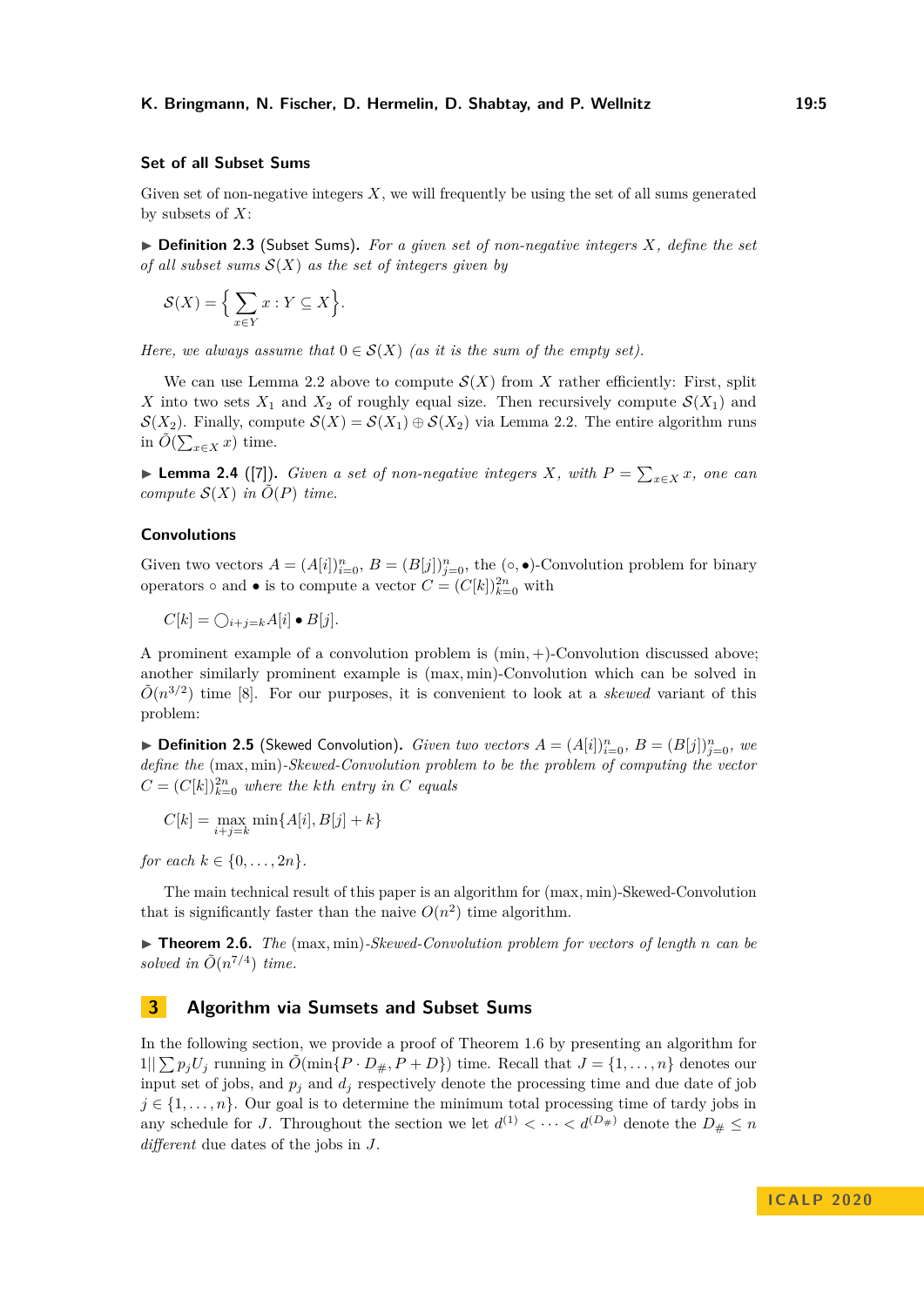### Set of all Subset Sums

Given set of non-negative integers $X$, we will frequently be using the set of all sums generated by subsets of $X$:

▶ **Definition 2.3** (Subset Sums). *For a given set of non-negative integers $X$, define the set of all subset sums $\mathcal{S}(X)$ as the set of integers given by*

$$\mathcal{S}(X) = \Big\{ \sum_{x \in Y} x : Y \subseteq X \Big\}.$$

*Here, we always assume that $0 \in \mathcal{S}(X)$ (as it is the sum of the empty set).*

We can use Lemma 2.2 above to compute $\mathcal{S}(X)$ from $X$ rather efficiently: First, split $X$ into two sets $X_1$ and $X_2$ of roughly equal size. Then recursively compute $\mathcal{S}(X_1)$ and $\mathcal{S}(X_2)$. Finally, compute $\mathcal{S}(X) = \mathcal{S}(X_1) \oplus \mathcal{S}(X_2)$ via Lemma 2.2. The entire algorithm runs in $\tilde{O}(\sum_{x \in X} x)$ time.

▶ **Lemma 2.4** ([7]). *Given a set of non-negative integers $X$, with $P = \sum_{x \in X} x$, one can compute $\mathcal{S}(X)$ in $\tilde{O}(P)$ time.*

### Convolutions

Given two vectors $A = (A[i])_{i=0}^{n}$, $B = (B[j])_{j=0}^{n}$, the $(\circ, \bullet)$-Convolution problem for binary operators $\circ$ and $\bullet$ is to compute a vector $C = (C[k])_{k=0}^{2n}$ with

$$C[k] = \bigcirc_{i+j=k} A[i] \bullet B[j].$$

A prominent example of a convolution problem is $(\min, +)$-Convolution discussed above; another similarly prominent example is $(\max, \min)$-Convolution which can be solved in $\tilde{O}(n^{3/2})$ time [8]. For our purposes, it is convenient to look at a *skewed* variant of this problem:

▶ **Definition 2.5** (Skewed Convolution). *Given two vectors $A = (A[i])_{i=0}^{n}$, $B = (B[j])_{j=0}^{n}$, we define the $(\max, \min)$-Skewed-Convolution problem to be the problem of computing the vector $C = (C[k])_{k=0}^{2n}$ where the $k$th entry in $C$ equals*

$$C[k] = \max_{i+j=k} \min\{A[i], B[j] + k\}$$

*for each $k \in \{0, \ldots, 2n\}$.*

The main technical result of this paper is an algorithm for $(\max, \min)$-Skewed-Convolution that is significantly faster than the naive $O(n^2)$ time algorithm.

▶ **Theorem 2.6.** *The $(\max, \min)$-Skewed-Convolution problem for vectors of length $n$ can be solved in $\tilde{O}(n^{7/4})$ time.*

## 3 Algorithm via Sumsets and Subset Sums

In the following section, we provide a proof of Theorem 1.6 by presenting an algorithm for $1||\sum p_j U_j$ running in $\tilde{O}(\min\{P \cdot D_\#, P + D\})$ time. Recall that $J = \{1, \ldots, n\}$ denotes our input set of jobs, and $p_j$ and $d_j$ respectively denote the processing time and due date of job $j \in \{1, \ldots, n\}$. Our goal is to determine the minimum total processing time of tardy jobs in any schedule for $J$. Throughout the section we let $d^{(1)} < \cdots < d^{(D_\#)}$ denote the $D_\# \leq n$ *different* due dates of the jobs in $J$.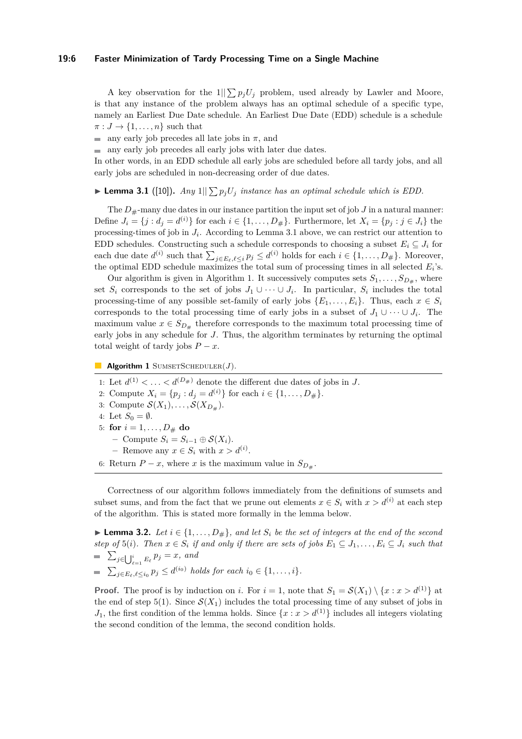A key observation for the $1||\sum p_j U_j$ problem, used already by Lawler and Moore, is that any instance of the problem always has an optimal schedule of a specific type, namely an Earliest Due Date schedule. An Earliest Due Date (EDD) schedule is a schedule $\pi : J \to \{1, \ldots, n\}$ such that

- any early job precedes all late jobs in $\pi$, and
- any early job precedes all early jobs with later due dates.

In other words, in an EDD schedule all early jobs are scheduled before all tardy jobs, and all early jobs are scheduled in non-decreasing order of due dates.

▶ **Lemma 3.1** ([10]). *Any $1||\sum p_j U_j$ instance has an optimal schedule which is EDD.*

The $D_\#$-many due dates in our instance partition the input set of job $J$ in a natural manner: Define $J_i = \{j : d_j = d^{(i)}\}$ for each $i \in \{1, \ldots, D_\#\}$. Furthermore, let $X_i = \{p_j : j \in J_i\}$ the processing-times of job in $J_i$. According to Lemma 3.1 above, we can restrict our attention to EDD schedules. Constructing such a schedule corresponds to choosing a subset $E_i \subseteq J_i$ for each due date $d^{(i)}$ such that $\sum_{j \in E_\ell, \ell \leq i} p_j \leq d^{(i)}$ holds for each $i \in \{1, \ldots, D_\#\}$. Moreover, the optimal EDD schedule maximizes the total sum of processing times in all selected $E_i$'s.

Our algorithm is given in Algorithm 1. It successively computes sets $S_1, \ldots, S_{D_\#}$, where set $S_i$ corresponds to the set of jobs $J_1 \cup \cdots \cup J_i$. In particular, $S_i$ includes the total processing-time of any possible set-family of early jobs $\{E_1, \ldots, E_i\}$. Thus, each $x \in S_i$ corresponds to the total processing time of early jobs in a subset of $J_1 \cup \cdots \cup J_i$. The maximum value $x \in S_{D_\#}$ therefore corresponds to the maximum total processing time of early jobs in any schedule for $J$. Thus, the algorithm terminates by returning the optimal total weight of tardy jobs $P - x$.

**Algorithm 1** SumsetScheduler($J$).

1: Let $d^{(1)} < \ldots < d^{(D_\#)}$ denote the different due dates of jobs in $J$.
2: Compute $X_i = \{p_j : d_j = d^{(i)}\}$ for each $i \in \{1, \ldots, D_\#\}$.
3: Compute $\mathcal{S}(X_1), \ldots, \mathcal{S}(X_{D_\#})$.
4: Let $S_0 = \emptyset$.
5: **for** $i = 1, \ldots, D_\#$ **do**
  – Compute $S_i = S_{i-1} \oplus \mathcal{S}(X_i)$.
  – Remove any $x \in S_i$ with $x > d^{(i)}$.
6: Return $P - x$, where $x$ is the maximum value in $S_{D_\#}$.

Correctness of our algorithm follows immediately from the definitions of sumsets and subset sums, and from the fact that we prune out elements $x \in S_i$ with $x > d^{(i)}$ at each step of the algorithm. This is stated more formally in the lemma below.

▶ **Lemma 3.2.** *Let $i \in \{1, \ldots, D_\#\}$, and let $S_i$ be the set of integers at the end of the second step of 5($i$). Then $x \in S_i$ if and only if there are sets of jobs $E_1 \subseteq J_1, \ldots, E_i \subseteq J_i$ such that*

- $\sum_{j \in \bigcup_{\ell=1}^{i} E_\ell} p_j = x$, *and*
- $\sum_{j \in E_\ell, \ell \leq i_0} p_j \leq d^{(i_0)}$ *holds for each $i_0 \in \{1, \ldots, i\}$.*

**Proof.** The proof is by induction on $i$. For $i = 1$, note that $S_1 = \mathcal{S}(X_1) \setminus \{x : x > d^{(1)}\}$ at the end of step 5(1). Since $\mathcal{S}(X_1)$ includes the total processing time of any subset of jobs in $J_1$, the first condition of the lemma holds. Since $\{x : x > d^{(1)}\}$ includes all integers violating the second condition of the lemma, the second condition holds.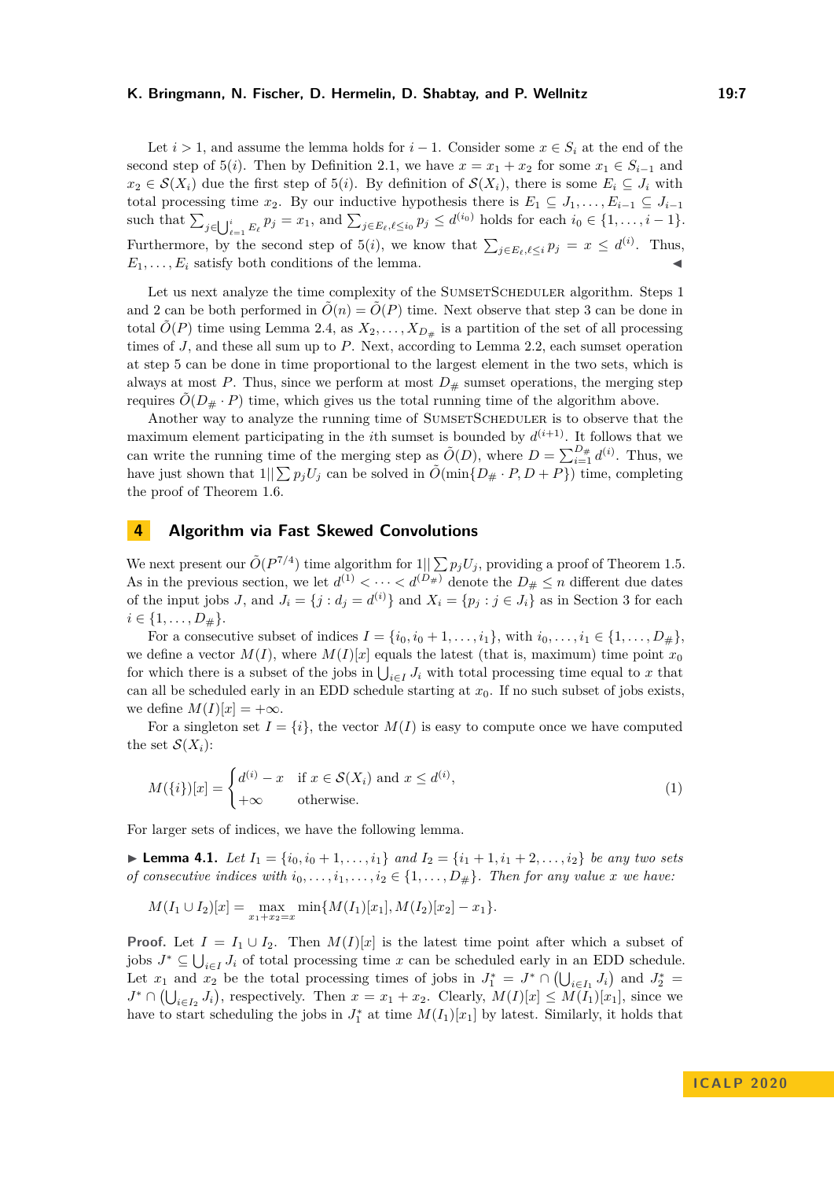Let $i > 1$, and assume the lemma holds for $i-1$. Consider some $x \in S_i$ at the end of the second step of 5($i$). Then by Definition 2.1, we have $x = x_1 + x_2$ for some $x_1 \in S_{i-1}$ and $x_2 \in \mathcal{S}(X_i)$ due the first step of 5($i$). By definition of $\mathcal{S}(X_i)$, there is some $E_i \subseteq J_i$ with total processing time $x_2$. By our inductive hypothesis there is $E_1 \subseteq J_1, \ldots, E_{i-1} \subseteq J_{i-1}$ such that $\sum_{j \in \bigcup_{\ell=1}^{i} E_\ell} p_j = x_1$, and $\sum_{j \in E_\ell, \ell \leq i_0} p_j \leq d^{(i_0)}$ holds for each $i_0 \in \{1, \ldots, i-1\}$. Furthermore, by the second step of 5($i$), we know that $\sum_{j \in E_\ell, \ell \leq i} p_j = x \leq d^{(i)}$. Thus, $E_1, \ldots, E_i$ satisfy both conditions of the lemma. ◀

Let us next analyze the time complexity of the SumsetScheduler algorithm. Steps 1 and 2 can be both performed in $\tilde{O}(n) = \tilde{O}(P)$ time. Next observe that step 3 can be done in total $\tilde{O}(P)$ time using Lemma 2.4, as $X_2, \ldots, X_{D_\#}$ is a partition of the set of all processing times of $J$, and these all sum up to $P$. Next, according to Lemma 2.2, each sumset operation at step 5 can be done in time proportional to the largest element in the two sets, which is always at most $P$. Thus, since we perform at most $D_\#$ sumset operations, the merging step requires $\tilde{O}(D_\# \cdot P)$ time, which gives us the total running time of the algorithm above.

Another way to analyze the running time of SumsetScheduler is to observe that the maximum element participating in the $i$th sumset is bounded by $d^{(i+1)}$. It follows that we can write the running time of the merging step as $\tilde{O}(D)$, where $D = \sum_{i=1}^{D_\#} d^{(i)}$. Thus, we have just shown that $1||\sum p_j U_j$ can be solved in $\tilde{O}(\min\{D_\# \cdot P, D + P\})$ time, completing the proof of Theorem 1.6.

## 4 Algorithm via Fast Skewed Convolutions

We next present our $\tilde{O}(P^{7/4})$ time algorithm for $1||\sum p_j U_j$, providing a proof of Theorem 1.5. As in the previous section, we let $d^{(1)} < \cdots < d^{(D_\#)}$ denote the $D_\# \leq n$ different due dates of the input jobs $J$, and $J_i = \{j : d_j = d^{(i)}\}$ and $X_i = \{p_j : j \in J_i\}$ as in Section 3 for each $i \in \{1, \ldots, D_\#\}$.

For a consecutive subset of indices $I = \{i_0, i_0+1, \ldots, i_1\}$, with $i_0, \ldots, i_1 \in \{1, \ldots, D_\#\}$, we define a vector $M(I)$, where $M(I)[x]$ equals the latest (that is, maximum) time point $x_0$ for which there is a subset of the jobs in $\bigcup_{i \in I} J_i$ with total processing time equal to $x$ that can all be scheduled early in an EDD schedule starting at $x_0$. If no such subset of jobs exists, we define $M(I)[x] = +\infty$.

For a singleton set $I = \{i\}$, the vector $M(I)$ is easy to compute once we have computed the set $\mathcal{S}(X_i)$:

$$M(\{i\})[x] = \begin{cases} d^{(i)} - x & \text{if } x \in \mathcal{S}(X_i) \text{ and } x \leq d^{(i)}, \\ +\infty & \text{otherwise.} \end{cases} \tag{1}$$

For larger sets of indices, we have the following lemma.

▶ **Lemma 4.1.** *Let $I_1 = \{i_0, i_0+1, \ldots, i_1\}$ and $I_2 = \{i_1+1, i_1+2, \ldots, i_2\}$ be any two sets of consecutive indices with $i_0, \ldots, i_1, \ldots, i_2 \in \{1, \ldots, D_\#\}$. Then for any value $x$ we have:*

$$M(I_1 \cup I_2)[x] = \max_{x_1 + x_2 = x} \min\{M(I_1)[x_1], M(I_2)[x_2] - x_1\}.$$

**Proof.** Let $I = I_1 \cup I_2$. Then $M(I)[x]$ is the latest time point after which a subset of jobs $J^* \subseteq \bigcup_{i \in I} J_i$ of total processing time $x$ can be scheduled early in an EDD schedule. Let $x_1$ and $x_2$ be the total processing times of jobs in $J_1^* = J^* \cap (\bigcup_{i \in I_1} J_i)$ and $J_2^* = J^* \cap (\bigcup_{i \in I_2} J_i)$, respectively. Then $x = x_1 + x_2$. Clearly, $M(I)[x] \leq M(I_1)[x_1]$, since we have to start scheduling the jobs in $J_1^*$ at time $M(I_1)[x_1]$ by latest. Similarly, it holds that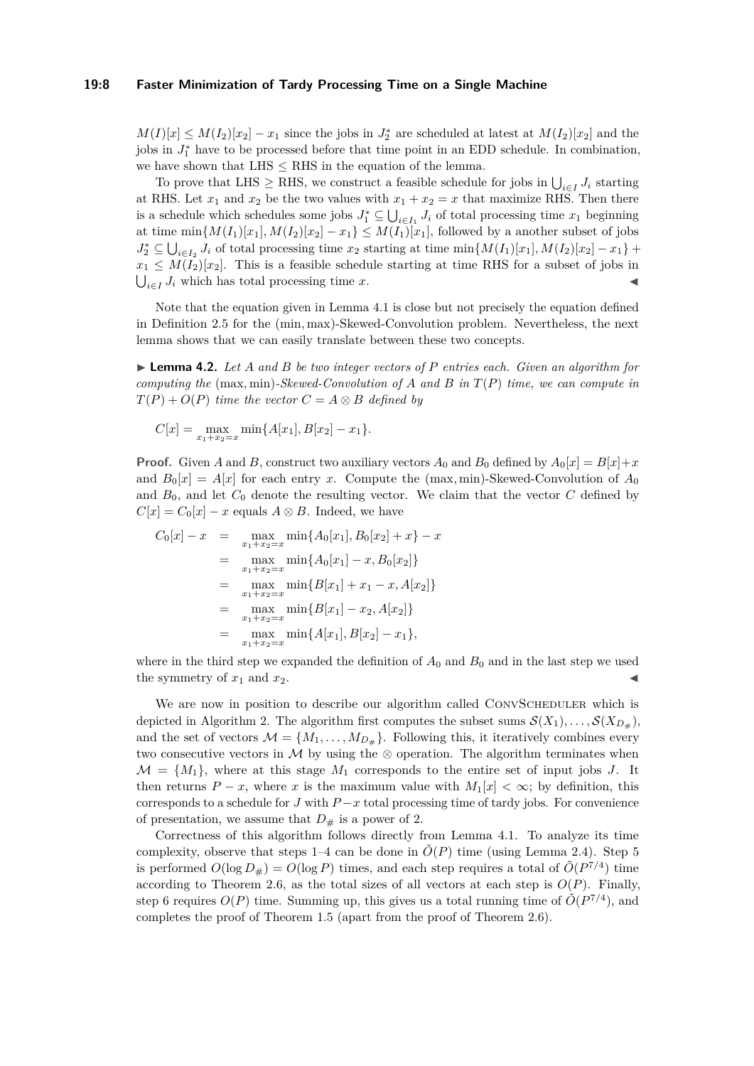$M(I)[x] \leq M(I_2)[x_2] - x_1$ since the jobs in $J_2^*$ are scheduled at latest at $M(I_2)[x_2]$ and the jobs in $J_1^*$ have to be processed before that time point in an EDD schedule. In combination, we have shown that LHS $\leq$ RHS in the equation of the lemma.

To prove that LHS $\geq$ RHS, we construct a feasible schedule for jobs in $\bigcup_{i \in I} J_i$ starting at RHS. Let $x_1$ and $x_2$ be the two values with $x_1 + x_2 = x$ that maximize RHS. Then there is a schedule which schedules some jobs $J_1^* \subseteq \bigcup_{i \in I_1} J_i$ of total processing time $x_1$ beginning at time $\min\{M(I_1)[x_1], M(I_2)[x_2] - x_1\} \leq M(I_1)[x_1]$, followed by a another subset of jobs $J_2^* \subseteq \bigcup_{i \in I_2} J_i$ of total processing time $x_2$ starting at time $\min\{M(I_1)[x_1], M(I_2)[x_2] - x_1\} + x_1 \leq M(I_2)[x_2]$. This is a feasible schedule starting at time RHS for a subset of jobs in $\bigcup_{i \in I} J_i$ which has total processing time $x$. ◀

Note that the equation given in Lemma 4.1 is close but not precisely the equation defined in Definition 2.5 for the $(\min, \max)$-Skewed-Convolution problem. Nevertheless, the next lemma shows that we can easily translate between these two concepts.

▶ **Lemma 4.2.** *Let $A$ and $B$ be two integer vectors of $P$ entries each. Given an algorithm for computing the* $(\max, \min)$*-Skewed-Convolution of $A$ and $B$ in $T(P)$ time, we can compute in $T(P) + O(P)$ time the vector $C = A \otimes B$ defined by*

$$C[x] = \max_{x_1 + x_2 = x} \min\{A[x_1], B[x_2] - x_1\}.$$

**Proof.** Given $A$ and $B$, construct two auxiliary vectors $A_0$ and $B_0$ defined by $A_0[x] = B[x] + x$ and $B_0[x] = A[x]$ for each entry $x$. Compute the $(\max, \min)$-Skewed-Convolution of $A_0$ and $B_0$, and let $C_0$ denote the resulting vector. We claim that the vector $C$ defined by $C[x] = C_0[x] - x$ equals $A \otimes B$. Indeed, we have

$$\begin{aligned}
C_0[x] - x &= \max_{x_1 + x_2 = x} \min\{A_0[x_1], B_0[x_2] + x\} - x \\
&= \max_{x_1 + x_2 = x} \min\{A_0[x_1] - x, B_0[x_2]\} \\
&= \max_{x_1 + x_2 = x} \min\{B[x_1] + x_1 - x, A[x_2]\} \\
&= \max_{x_1 + x_2 = x} \min\{B[x_1] - x_2, A[x_2]\} \\
&= \max_{x_1 + x_2 = x} \min\{A[x_1], B[x_2] - x_1\},
\end{aligned}$$

where in the third step we expanded the definition of $A_0$ and $B_0$ and in the last step we used the symmetry of $x_1$ and $x_2$. ◀

We are now in position to describe our algorithm called ConvScheduler which is depicted in Algorithm 2. The algorithm first computes the subset sums $\mathcal{S}(X_1), \ldots, \mathcal{S}(X_{D_\#})$, and the set of vectors $\mathcal{M} = \{M_1, \ldots, M_{D_\#}\}$. Following this, it iteratively combines every two consecutive vectors in $\mathcal{M}$ by using the $\otimes$ operation. The algorithm terminates when $\mathcal{M} = \{M_1\}$, where at this stage $M_1$ corresponds to the entire set of input jobs $J$. It then returns $P - x$, where $x$ is the maximum value with $M_1[x] < \infty$; by definition, this corresponds to a schedule for $J$ with $P - x$ total processing time of tardy jobs. For convenience of presentation, we assume that $D_\#$ is a power of 2.

Correctness of this algorithm follows directly from Lemma 4.1. To analyze its time complexity, observe that steps 1–4 can be done in $\tilde{O}(P)$ time (using Lemma 2.4). Step 5 is performed $O(\log D_\#) = O(\log P)$ times, and each step requires a total of $\tilde{O}(P^{7/4})$ time according to Theorem 2.6, as the total sizes of all vectors at each step is $O(P)$. Finally, step 6 requires $O(P)$ time. Summing up, this gives us a total running time of $\tilde{O}(P^{7/4})$, and completes the proof of Theorem 1.5 (apart from the proof of Theorem 2.6).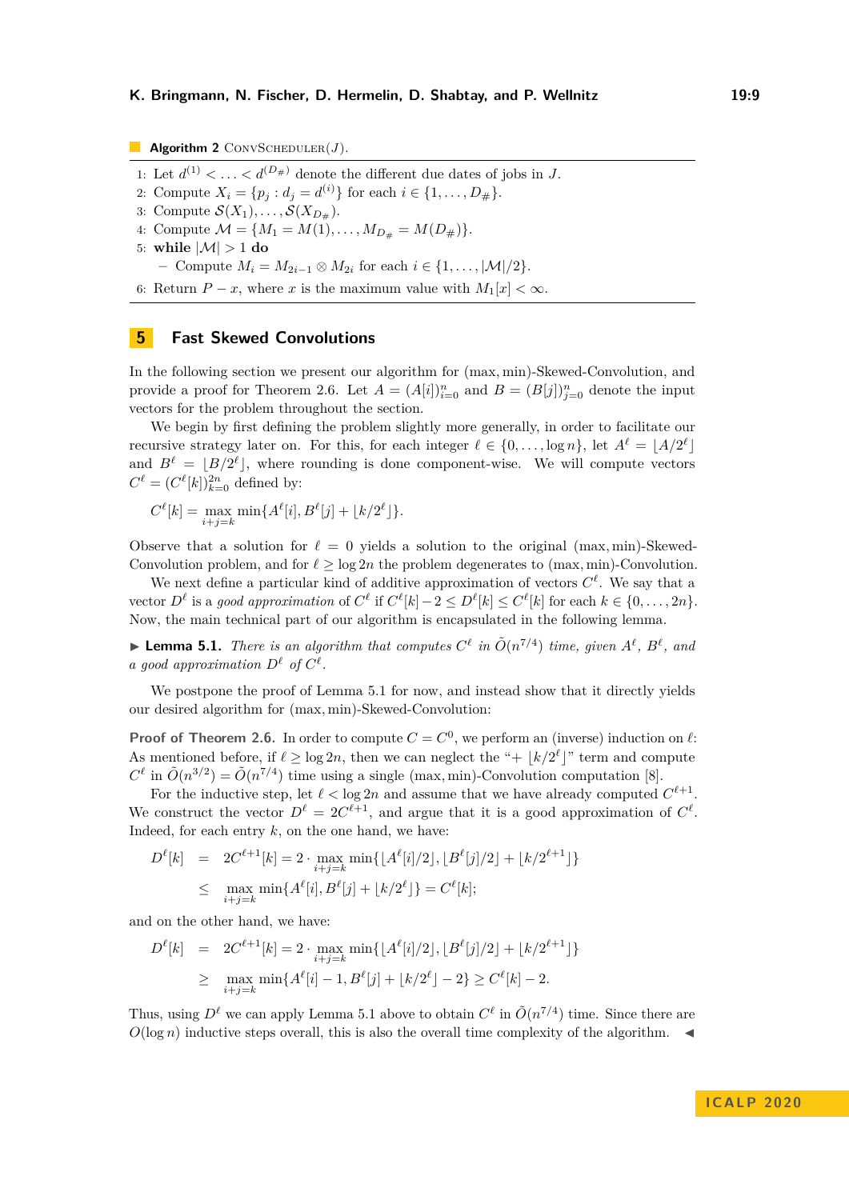**Algorithm 2** ConvScheduler($J$).

1: Let $d^{(1)} < \ldots < d^{(D_\#)}$ denote the different due dates of jobs in $J$.
2: Compute $X_i = \{p_j : d_j = d^{(i)}\}$ for each $i \in \{1, \ldots, D_\#\}$.
3: Compute $\mathcal{S}(X_1), \ldots, \mathcal{S}(X_{D_\#})$.
4: Compute $\mathcal{M} = \{M_1 = M(1), \ldots, M_{D_\#} = M(D_\#)\}$.
5: **while** $|\mathcal{M}| > 1$ **do**
  – Compute $M_i = M_{2i-1} \otimes M_{2i}$ for each $i \in \{1, \ldots, |\mathcal{M}|/2\}$.
6: Return $P - x$, where $x$ is the maximum value with $M_1[x] < \infty$.

# 5 Fast Skewed Convolutions

In the following section we present our algorithm for $(\max, \min)$-Skewed-Convolution, and provide a proof for Theorem 2.6. Let $A = (A[i])_{i=0}^n$ and $B = (B[j])_{j=0}^n$ denote the input vectors for the problem throughout the section.

We begin by first defining the problem slightly more generally, in order to facilitate our recursive strategy later on. For this, for each integer $\ell \in \{0, \ldots, \log n\}$, let $A^\ell = \lfloor A/2^\ell \rfloor$ and $B^\ell = \lfloor B/2^\ell \rfloor$, where rounding is done component-wise. We will compute vectors $C^\ell = (C^\ell[k])_{k=0}^{2n}$ defined by:

$$C^\ell[k] = \max_{i+j=k} \min\{A^\ell[i], B^\ell[j] + \lfloor k/2^\ell \rfloor\}.$$

Observe that a solution for $\ell = 0$ yields a solution to the original $(\max, \min)$-Skewed-Convolution problem, and for $\ell \geq \log 2n$ the problem degenerates to $(\max, \min)$-Convolution.

We next define a particular kind of additive approximation of vectors $C^\ell$. We say that a vector $D^\ell$ is a *good approximation* of $C^\ell$ if $C^\ell[k] - 2 \leq D^\ell[k] \leq C^\ell[k]$ for each $k \in \{0, \ldots, 2n\}$. Now, the main technical part of our algorithm is encapsulated in the following lemma.

▶ **Lemma 5.1.** *There is an algorithm that computes $C^\ell$ in $\tilde{O}(n^{7/4})$ time, given $A^\ell$, $B^\ell$, and a good approximation $D^\ell$ of $C^\ell$.*

We postpone the proof of Lemma 5.1 for now, and instead show that it directly yields our desired algorithm for $(\max, \min)$-Skewed-Convolution:

**Proof of Theorem 2.6.** In order to compute $C = C^0$, we perform an (inverse) induction on $\ell$: As mentioned before, if $\ell \geq \log 2n$, then we can neglect the "$+ \lfloor k/2^\ell \rfloor$" term and compute $C^\ell$ in $\tilde{O}(n^{3/2}) = \tilde{O}(n^{7/4})$ time using a single $(\max, \min)$-Convolution computation [8].

For the inductive step, let $\ell < \log 2n$ and assume that we have already computed $C^{\ell+1}$. We construct the vector $D^\ell = 2C^{\ell+1}$, and argue that it is a good approximation of $C^\ell$. Indeed, for each entry $k$, on the one hand, we have:

$$\begin{aligned} D^\ell[k] &= 2C^{\ell+1}[k] = 2 \cdot \max_{i+j=k} \min\{\lfloor A^\ell[i]/2 \rfloor, \lfloor B^\ell[j]/2 \rfloor + \lfloor k/2^{\ell+1} \rfloor\} \\ &\leq \max_{i+j=k} \min\{A^\ell[i], B^\ell[j] + \lfloor k/2^\ell \rfloor\} = C^\ell[k]; \end{aligned}$$

and on the other hand, we have:

$$\begin{aligned} D^\ell[k] &= 2C^{\ell+1}[k] = 2 \cdot \max_{i+j=k} \min\{\lfloor A^\ell[i]/2 \rfloor, \lfloor B^\ell[j]/2 \rfloor + \lfloor k/2^{\ell+1} \rfloor\} \\ &\geq \max_{i+j=k} \min\{A^\ell[i] - 1, B^\ell[j] + \lfloor k/2^\ell \rfloor - 2\} \geq C^\ell[k] - 2. \end{aligned}$$

Thus, using $D^\ell$ we can apply Lemma 5.1 above to obtain $C^\ell$ in $\tilde{O}(n^{7/4})$ time. Since there are $O(\log n)$ inductive steps overall, this is also the overall time complexity of the algorithm. ◀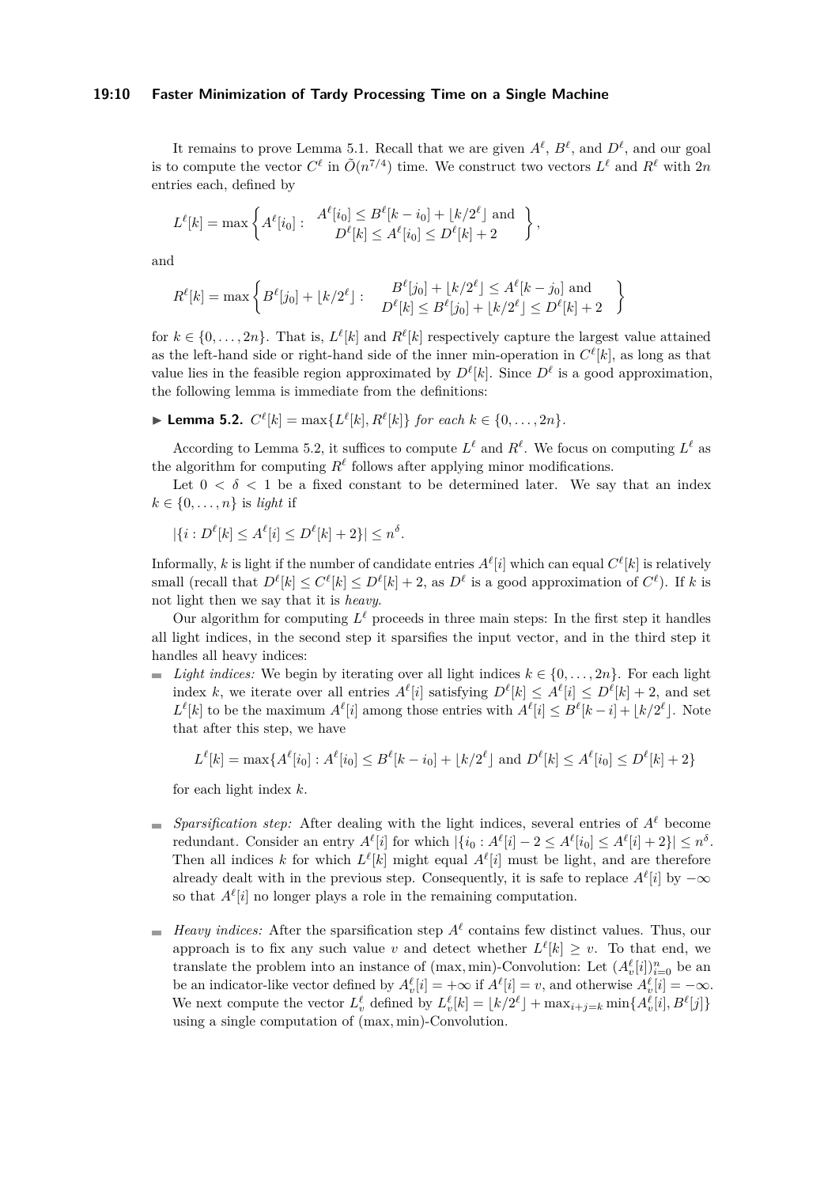It remains to prove Lemma 5.1. Recall that we are given $A^\ell$, $B^\ell$, and $D^\ell$, and our goal is to compute the vector $C^\ell$ in $\tilde{O}(n^{7/4})$ time. We construct two vectors $L^\ell$ and $R^\ell$ with $2n$ entries each, defined by

$$L^\ell[k] = \max \left\{ A^\ell[i_0] : \begin{array}{c} A^\ell[i_0] \leq B^\ell[k - i_0] + \lfloor k/2^\ell \rfloor \text{ and} \\ D^\ell[k] \leq A^\ell[i_0] \leq D^\ell[k] + 2 \end{array} \right\},$$

and

$$R^\ell[k] = \max \left\{ B^\ell[j_0] + \lfloor k/2^\ell \rfloor : \begin{array}{c} B^\ell[j_0] + \lfloor k/2^\ell \rfloor \leq A^\ell[k - j_0] \text{ and} \\ D^\ell[k] \leq B^\ell[j_0] + \lfloor k/2^\ell \rfloor \leq D^\ell[k] + 2 \end{array} \right\}$$

for $k \in \{0, \dots, 2n\}$. That is, $L^\ell[k]$ and $R^\ell[k]$ respectively capture the largest value attained as the left-hand side or right-hand side of the inner min-operation in $C^\ell[k]$, as long as that value lies in the feasible region approximated by $D^\ell[k]$. Since $D^\ell$ is a good approximation, the following lemma is immediate from the definitions:

▶ **Lemma 5.2.** *$C^\ell[k] = \max\{L^\ell[k], R^\ell[k]\}$ for each $k \in \{0, \dots, 2n\}$.*

According to Lemma 5.2, it suffices to compute $L^\ell$ and $R^\ell$. We focus on computing $L^\ell$ as the algorithm for computing $R^\ell$ follows after applying minor modifications.

Let $0 < \delta < 1$ be a fixed constant to be determined later. We say that an index $k \in \{0, \dots, n\}$ is *light* if

$$|\{i : D^\ell[k] \leq A^\ell[i] \leq D^\ell[k] + 2\}| \leq n^\delta.$$

Informally, $k$ is light if the number of candidate entries $A^\ell[i]$ which can equal $C^\ell[k]$ is relatively small (recall that $D^\ell[k] \leq C^\ell[k] \leq D^\ell[k] + 2$, as $D^\ell$ is a good approximation of $C^\ell$). If $k$ is not light then we say that it is *heavy*.

Our algorithm for computing $L^\ell$ proceeds in three main steps: In the first step it handles all light indices, in the second step it sparsifies the input vector, and in the third step it handles all heavy indices:

- *Light indices:* We begin by iterating over all light indices $k \in \{0, \dots, 2n\}$. For each light index $k$, we iterate over all entries $A^\ell[i]$ satisfying $D^\ell[k] \leq A^\ell[i] \leq D^\ell[k] + 2$, and set $L^\ell[k]$ to be the maximum $A^\ell[i]$ among those entries with $A^\ell[i] \leq B^\ell[k - i] + \lfloor k/2^\ell \rfloor$. Note that after this step, we have

  $$L^\ell[k] = \max\{A^\ell[i_0] : A^\ell[i_0] \leq B^\ell[k - i_0] + \lfloor k/2^\ell \rfloor \text{ and } D^\ell[k] \leq A^\ell[i_0] \leq D^\ell[k] + 2\}$$

  for each light index $k$.

- *Sparsification step:* After dealing with the light indices, several entries of $A^\ell$ become redundant. Consider an entry $A^\ell[i]$ for which $|\{i_0 : A^\ell[i] - 2 \leq A^\ell[i_0] \leq A^\ell[i] + 2\}| \leq n^\delta$. Then all indices $k$ for which $L^\ell[k]$ might equal $A^\ell[i]$ must be light, and are therefore already dealt with in the previous step. Consequently, it is safe to replace $A^\ell[i]$ by $-\infty$ so that $A^\ell[i]$ no longer plays a role in the remaining computation.

- *Heavy indices:* After the sparsification step $A^\ell$ contains few distinct values. Thus, our approach is to fix any such value $v$ and detect whether $L^\ell[k] \geq v$. To that end, we translate the problem into an instance of $(\max, \min)$-Convolution: Let $(A^\ell_v[i])_{i=0}^n$ be an be an indicator-like vector defined by $A^\ell_v[i] = +\infty$ if $A^\ell[i] = v$, and otherwise $A^\ell_v[i] = -\infty$. We next compute the vector $L^\ell_v$ defined by $L^\ell_v[k] = \lfloor k/2^\ell \rfloor + \max_{i+j=k} \min\{A^\ell_v[i], B^\ell[j]\}$ using a single computation of $(\max, \min)$-Convolution.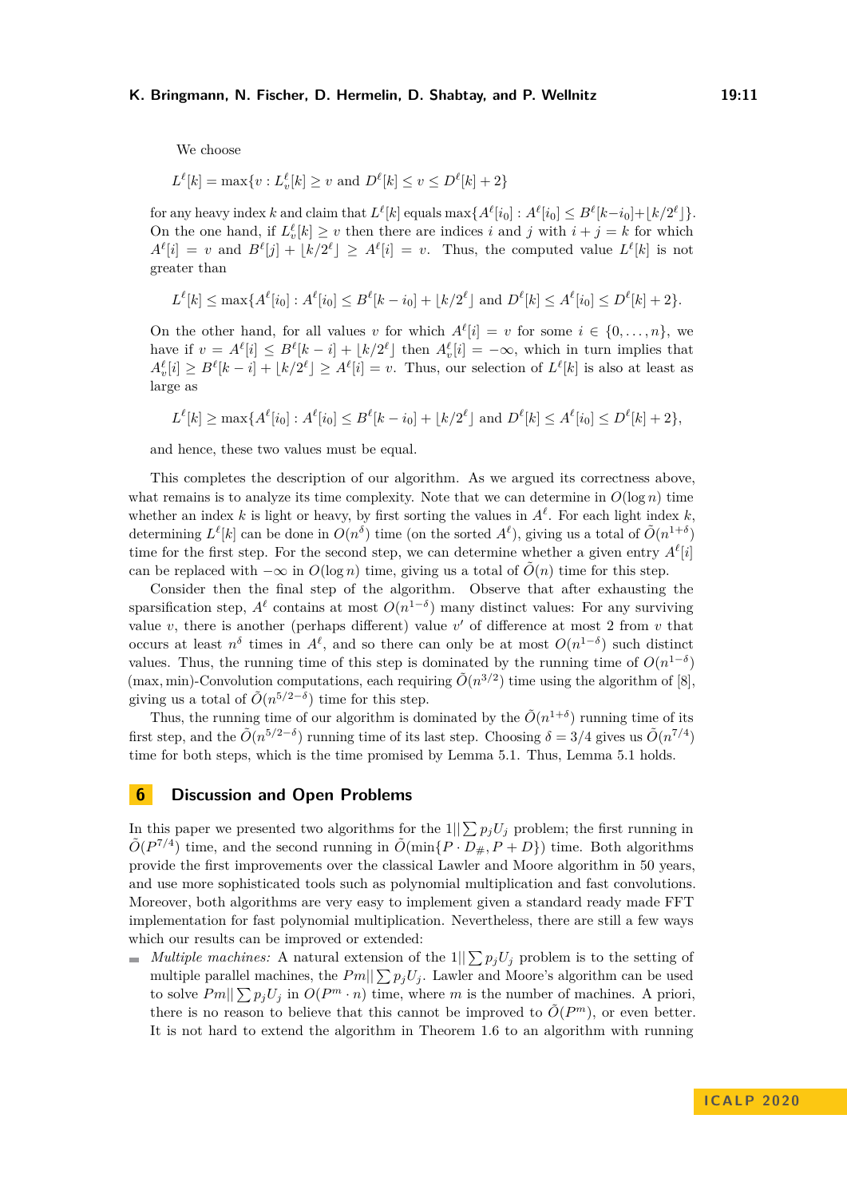We choose

$$L^\ell[k] = \max\{v : L^\ell_v[k] \geq v \text{ and } D^\ell[k] \leq v \leq D^\ell[k] + 2\}$$

for any heavy index $k$ and claim that $L^\ell[k]$ equals $\max\{A^\ell[i_0] : A^\ell[i_0] \leq B^\ell[k-i_0]+\lfloor k/2^\ell \rfloor\}$. On the one hand, if $L^\ell_v[k] \geq v$ then there are indices $i$ and $j$ with $i + j = k$ for which $A^\ell[i] = v$ and $B^\ell[j] + \lfloor k/2^\ell \rfloor \geq A^\ell[i] = v$. Thus, the computed value $L^\ell[k]$ is not greater than

$$L^\ell[k] \leq \max\{A^\ell[i_0] : A^\ell[i_0] \leq B^\ell[k - i_0] + \lfloor k/2^\ell \rfloor \text{ and } D^\ell[k] \leq A^\ell[i_0] \leq D^\ell[k] + 2\}.$$

On the other hand, for all values $v$ for which $A^\ell[i] = v$ for some $i \in \{0, \ldots, n\}$, we have if $v = A^\ell[i] \leq B^\ell[k - i] + \lfloor k/2^\ell \rfloor$ then $A^\ell_v[i] = -\infty$, which in turn implies that $A^\ell_v[i] \geq B^\ell[k - i] + \lfloor k/2^\ell \rfloor \geq A^\ell[i] = v$. Thus, our selection of $L^\ell[k]$ is also at least as large as

$$L^\ell[k] \geq \max\{A^\ell[i_0] : A^\ell[i_0] \leq B^\ell[k - i_0] + \lfloor k/2^\ell \rfloor \text{ and } D^\ell[k] \leq A^\ell[i_0] \leq D^\ell[k] + 2\},$$

and hence, these two values must be equal.

This completes the description of our algorithm. As we argued its correctness above, what remains is to analyze its time complexity. Note that we can determine in $O(\log n)$ time whether an index $k$ is light or heavy, by first sorting the values in $A^\ell$. For each light index $k$, determining $L^\ell[k]$ can be done in $O(n^\delta)$ time (on the sorted $A^\ell$), giving us a total of $\tilde{O}(n^{1+\delta})$ time for the first step. For the second step, we can determine whether a given entry $A^\ell[i]$ can be replaced with $-\infty$ in $O(\log n)$ time, giving us a total of $\tilde{O}(n)$ time for this step.

Consider then the final step of the algorithm. Observe that after exhausting the sparsification step, $A^\ell$ contains at most $O(n^{1-\delta})$ many distinct values: For any surviving value $v$, there is another (perhaps different) value $v'$ of difference at most 2 from $v$ that occurs at least $n^\delta$ times in $A^\ell$, and so there can only be at most $O(n^{1-\delta})$ such distinct values. Thus, the running time of this step is dominated by the running time of $O(n^{1-\delta})$ (max, min)-Convolution computations, each requiring $\tilde{O}(n^{3/2})$ time using the algorithm of [8], giving us a total of $\tilde{O}(n^{5/2-\delta})$ time for this step.

Thus, the running time of our algorithm is dominated by the $\tilde{O}(n^{1+\delta})$ running time of its first step, and the $\tilde{O}(n^{5/2-\delta})$ running time of its last step. Choosing $\delta = 3/4$ gives us $\tilde{O}(n^{7/4})$ time for both steps, which is the time promised by Lemma 5.1. Thus, Lemma 5.1 holds.

## 6 Discussion and Open Problems

In this paper we presented two algorithms for the $1||\sum p_j U_j$ problem; the first running in $\tilde{O}(P^{7/4})$ time, and the second running in $\tilde{O}(\min\{P \cdot D_\#, P + D\})$ time. Both algorithms provide the first improvements over the classical Lawler and Moore algorithm in 50 years, and use more sophisticated tools such as polynomial multiplication and fast convolutions. Moreover, both algorithms are very easy to implement given a standard ready made FFT implementation for fast polynomial multiplication. Nevertheless, there are still a few ways which our results can be improved or extended:

- *Multiple machines:* A natural extension of the $1||\sum p_j U_j$ problem is to the setting of multiple parallel machines, the $Pm||\sum p_j U_j$. Lawler and Moore's algorithm can be used to solve $Pm||\sum p_j U_j$ in $O(P^m \cdot n)$ time, where $m$ is the number of machines. A priori, there is no reason to believe that this cannot be improved to $\tilde{O}(P^m)$, or even better. It is not hard to extend the algorithm in Theorem 1.6 to an algorithm with running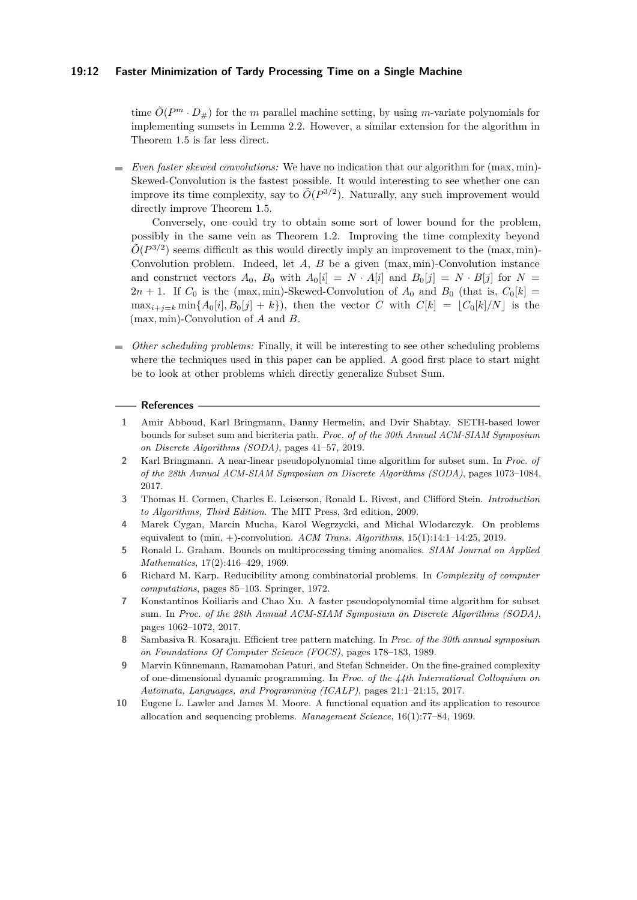time $\tilde{O}(P^m \cdot D_\#)$ for the $m$ parallel machine setting, by using $m$-variate polynomials for implementing sumsets in Lemma 2.2. However, a similar extension for the algorithm in Theorem 1.5 is far less direct.

- *Even faster skewed convolutions:* We have no indication that our algorithm for $(\max, \min)$-Skewed-Convolution is the fastest possible. It would interesting to see whether one can improve its time complexity, say to $\tilde{O}(P^{3/2})$. Naturally, any such improvement would directly improve Theorem 1.5.

  Conversely, one could try to obtain some sort of lower bound for the problem, possibly in the same vein as Theorem 1.2. Improving the time complexity beyond $\tilde{O}(P^{3/2})$ seems difficult as this would directly imply an improvement to the $(\max, \min)$-Convolution problem. Indeed, let $A$, $B$ be a given $(\max, \min)$-Convolution instance and construct vectors $A_0$, $B_0$ with $A_0[i] = N \cdot A[i]$ and $B_0[j] = N \cdot B[j]$ for $N = 2n + 1$. If $C_0$ is the $(\max, \min)$-Skewed-Convolution of $A_0$ and $B_0$ (that is, $C_0[k] = \max_{i+j=k} \min\{A_0[i], B_0[j] + k\}$), then the vector $C$ with $C[k] = \lfloor C_0[k]/N \rfloor$ is the $(\max, \min)$-Convolution of $A$ and $B$.

- *Other scheduling problems:* Finally, it will be interesting to see other scheduling problems where the techniques used in this paper can be applied. A good first place to start might be to look at other problems which directly generalize Subset Sum.

## References

1. Amir Abboud, Karl Bringmann, Danny Hermelin, and Dvir Shabtay. SETH-based lower bounds for subset sum and bicriteria path. *Proc. of of the 30th Annual ACM-SIAM Symposium on Discrete Algorithms (SODA)*, pages 41–57, 2019.
2. Karl Bringmann. A near-linear pseudopolynomial time algorithm for subset sum. In *Proc. of of the 28th Annual ACM-SIAM Symposium on Discrete Algorithms (SODA)*, pages 1073–1084, 2017.
3. Thomas H. Cormen, Charles E. Leiserson, Ronald L. Rivest, and Clifford Stein. *Introduction to Algorithms, Third Edition*. The MIT Press, 3rd edition, 2009.
4. Marek Cygan, Marcin Mucha, Karol Wegrzycki, and Michal Wlodarczyk. On problems equivalent to (min, +)-convolution. *ACM Trans. Algorithms*, 15(1):14:1–14:25, 2019.
5. Ronald L. Graham. Bounds on multiprocessing timing anomalies. *SIAM Journal on Applied Mathematics*, 17(2):416–429, 1969.
6. Richard M. Karp. Reducibility among combinatorial problems. In *Complexity of computer computations*, pages 85–103. Springer, 1972.
7. Konstantinos Koiliaris and Chao Xu. A faster pseudopolynomial time algorithm for subset sum. In *Proc. of the 28th Annual ACM-SIAM Symposium on Discrete Algorithms (SODA)*, pages 1062–1072, 2017.
8. Sambasiva R. Kosaraju. Efficient tree pattern matching. In *Proc. of the 30th annual symposium on Foundations Of Computer Science (FOCS)*, pages 178–183, 1989.
9. Marvin Künnemann, Ramamohan Paturi, and Stefan Schneider. On the fine-grained complexity of one-dimensional dynamic programming. In *Proc. of the 44th International Colloquium on Automata, Languages, and Programming (ICALP)*, pages 21:1–21:15, 2017.
10. Eugene L. Lawler and James M. Moore. A functional equation and its application to resource allocation and sequencing problems. *Management Science*, 16(1):77–84, 1969.